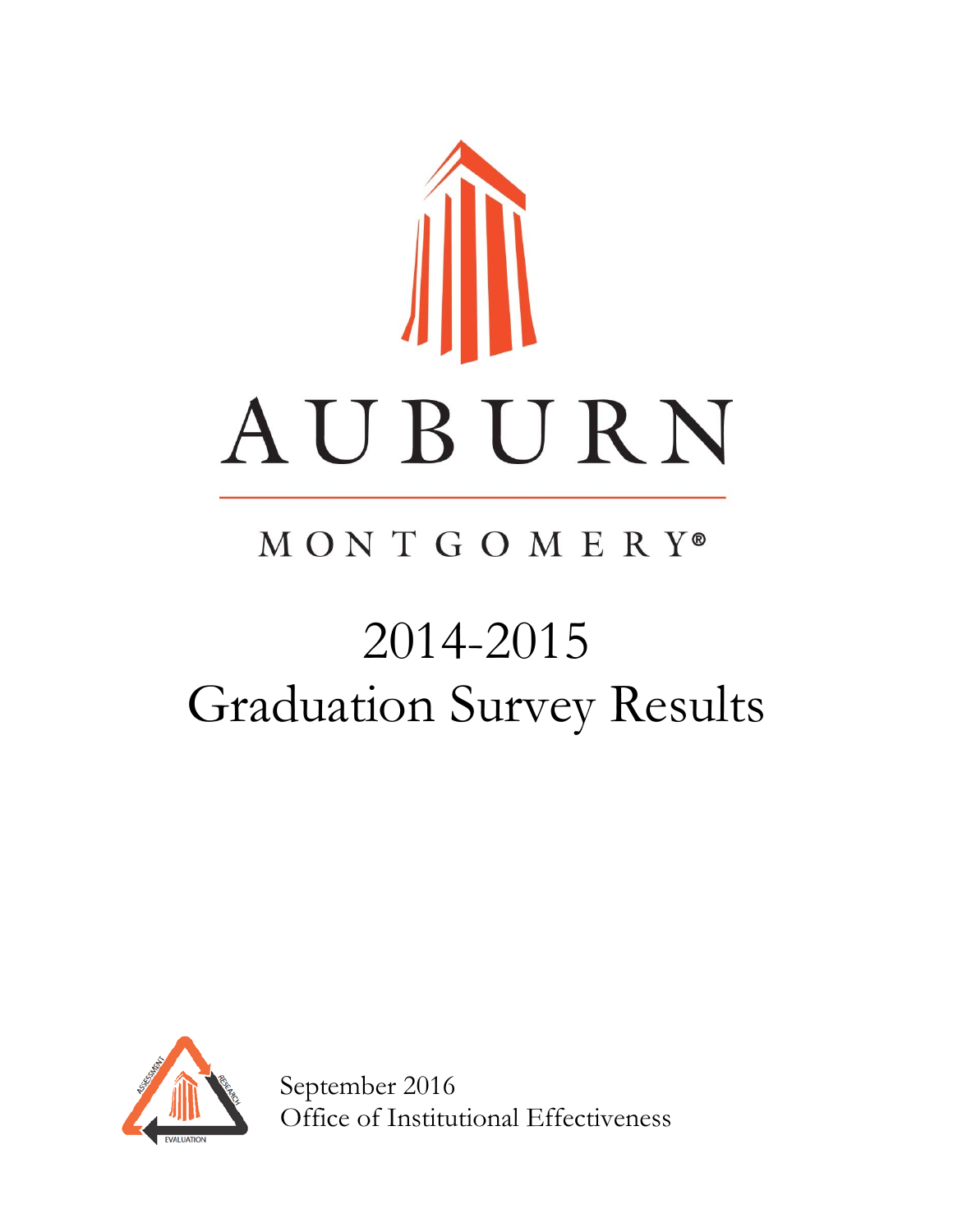AUBURN

MONTGOMERY®

# 2014-2015 Graduation Survey Results

September 2016
Office of Institutional Effectiveness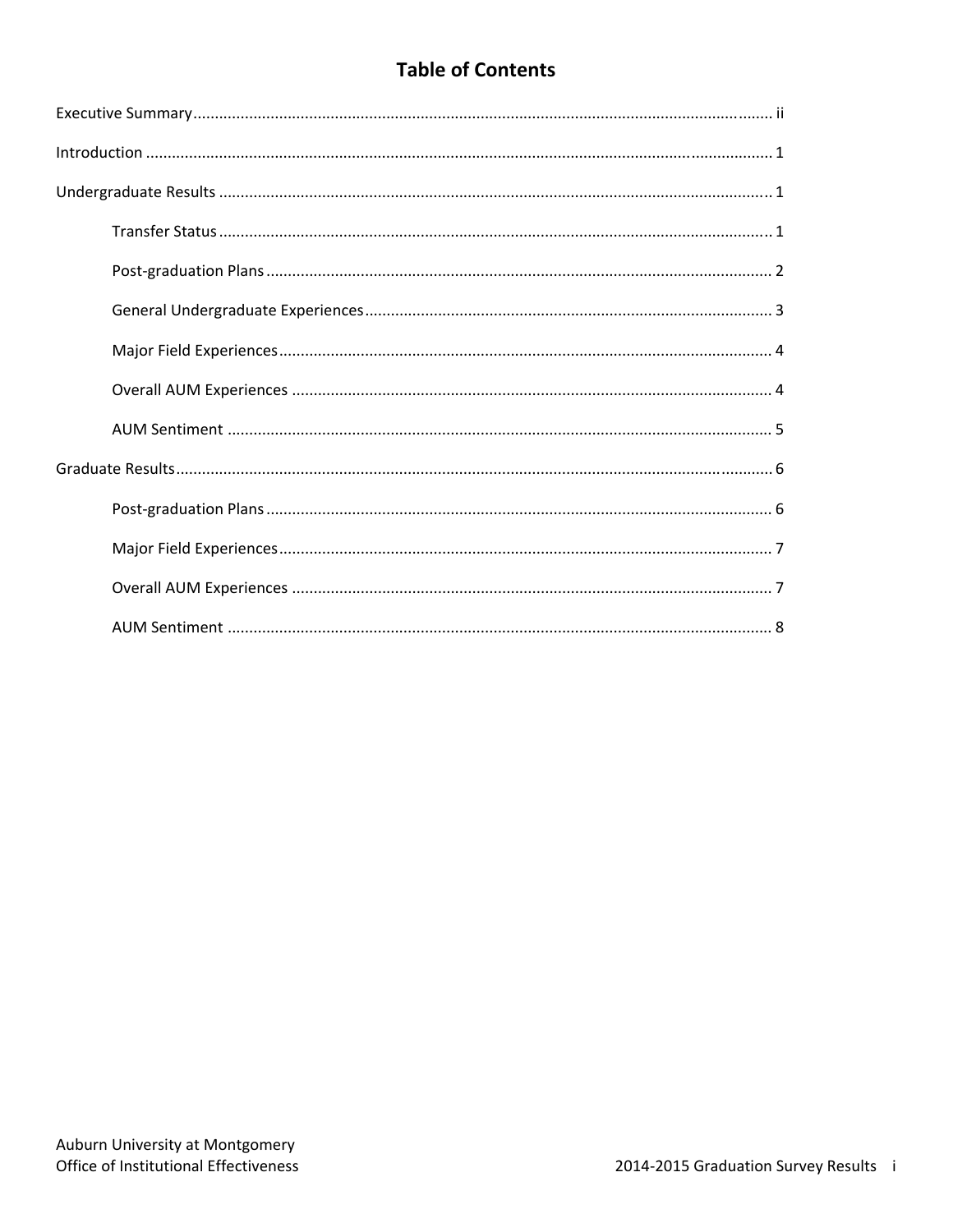# Table of Contents

Executive Summary ........................................................................................................................... ii

Introduction ...................................................................................................................................... 1

Undergraduate Results ..................................................................................................................... 1

- Transfer Status ......................................................................................................................... 1
- Post-graduation Plans ............................................................................................................... 2
- General Undergraduate Experiences ........................................................................................ 3
- Major Field Experiences ........................................................................................................... 4
- Overall AUM Experiences ......................................................................................................... 4
- AUM Sentiment ........................................................................................................................ 5

Graduate Results .............................................................................................................................. 6

- Post-graduation Plans ............................................................................................................... 6
- Major Field Experiences ........................................................................................................... 7
- Overall AUM Experiences ......................................................................................................... 7
- AUM Sentiment ........................................................................................................................ 8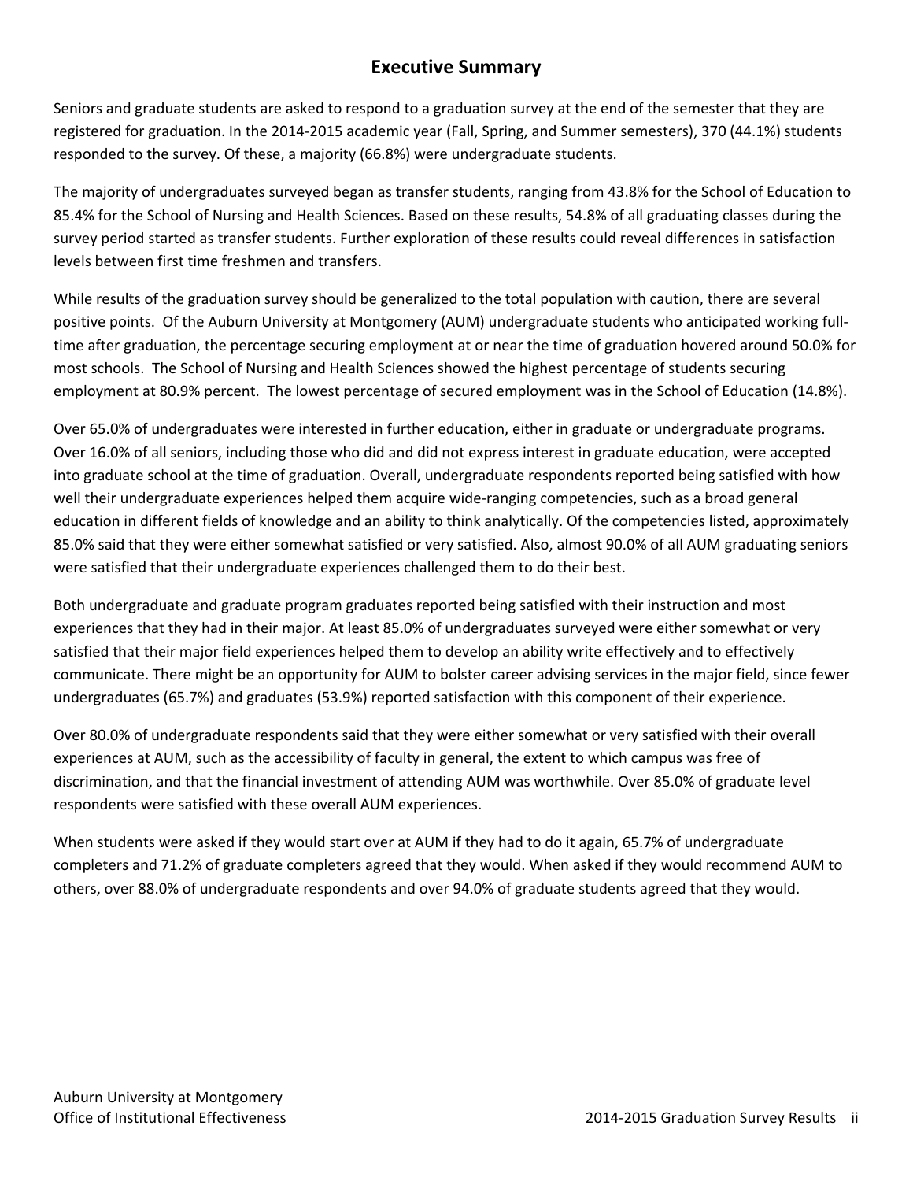# Executive Summary

Seniors and graduate students are asked to respond to a graduation survey at the end of the semester that they are registered for graduation. In the 2014-2015 academic year (Fall, Spring, and Summer semesters), 370 (44.1%) students responded to the survey. Of these, a majority (66.8%) were undergraduate students.

The majority of undergraduates surveyed began as transfer students, ranging from 43.8% for the School of Education to 85.4% for the School of Nursing and Health Sciences. Based on these results, 54.8% of all graduating classes during the survey period started as transfer students. Further exploration of these results could reveal differences in satisfaction levels between first time freshmen and transfers.

While results of the graduation survey should be generalized to the total population with caution, there are several positive points. Of the Auburn University at Montgomery (AUM) undergraduate students who anticipated working full-time after graduation, the percentage securing employment at or near the time of graduation hovered around 50.0% for most schools. The School of Nursing and Health Sciences showed the highest percentage of students securing employment at 80.9% percent. The lowest percentage of secured employment was in the School of Education (14.8%).

Over 65.0% of undergraduates were interested in further education, either in graduate or undergraduate programs. Over 16.0% of all seniors, including those who did and did not express interest in graduate education, were accepted into graduate school at the time of graduation. Overall, undergraduate respondents reported being satisfied with how well their undergraduate experiences helped them acquire wide-ranging competencies, such as a broad general education in different fields of knowledge and an ability to think analytically. Of the competencies listed, approximately 85.0% said that they were either somewhat satisfied or very satisfied. Also, almost 90.0% of all AUM graduating seniors were satisfied that their undergraduate experiences challenged them to do their best.

Both undergraduate and graduate program graduates reported being satisfied with their instruction and most experiences that they had in their major. At least 85.0% of undergraduates surveyed were either somewhat or very satisfied that their major field experiences helped them to develop an ability write effectively and to effectively communicate. There might be an opportunity for AUM to bolster career advising services in the major field, since fewer undergraduates (65.7%) and graduates (53.9%) reported satisfaction with this component of their experience.

Over 80.0% of undergraduate respondents said that they were either somewhat or very satisfied with their overall experiences at AUM, such as the accessibility of faculty in general, the extent to which campus was free of discrimination, and that the financial investment of attending AUM was worthwhile. Over 85.0% of graduate level respondents were satisfied with these overall AUM experiences.

When students were asked if they would start over at AUM if they had to do it again, 65.7% of undergraduate completers and 71.2% of graduate completers agreed that they would. When asked if they would recommend AUM to others, over 88.0% of undergraduate respondents and over 94.0% of graduate students agreed that they would.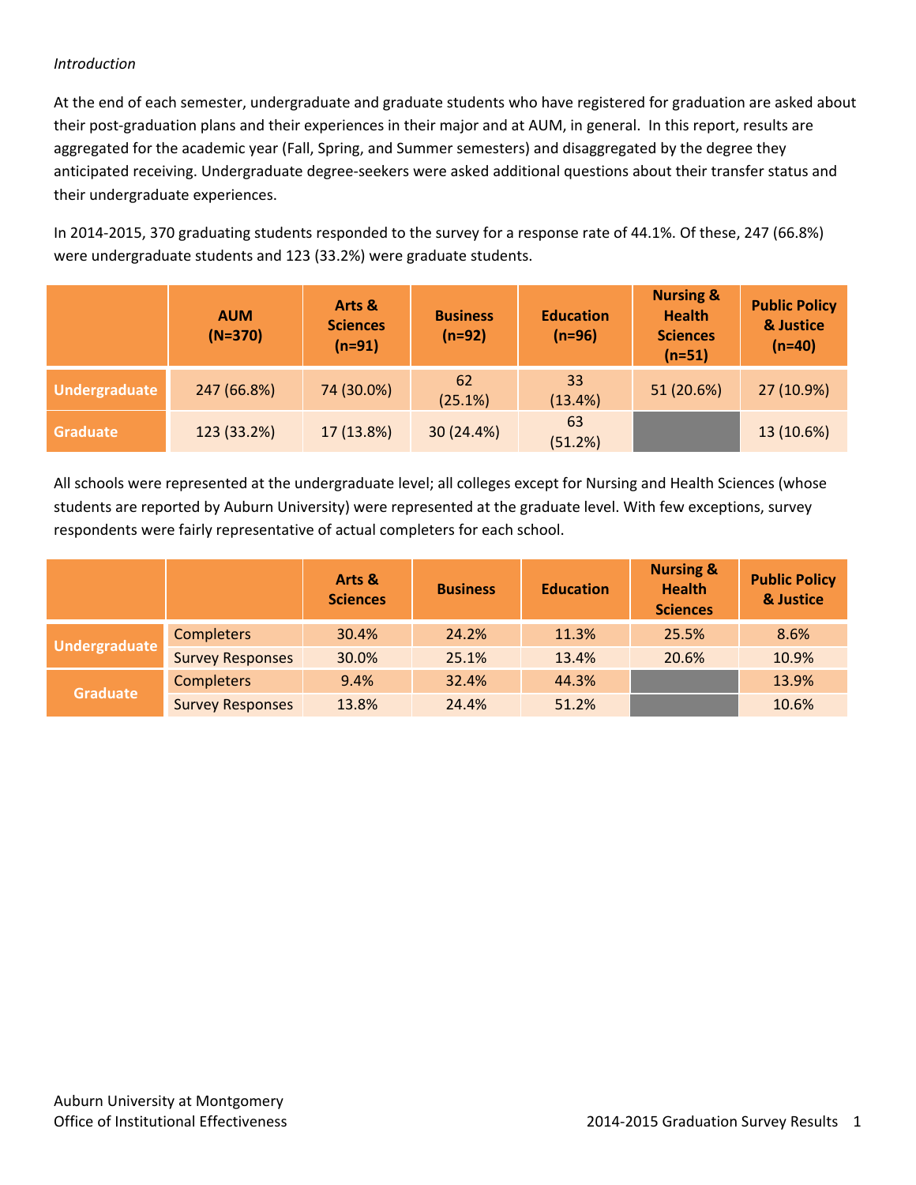*Introduction*

At the end of each semester, undergraduate and graduate students who have registered for graduation are asked about their post-graduation plans and their experiences in their major and at AUM, in general. In this report, results are aggregated for the academic year (Fall, Spring, and Summer semesters) and disaggregated by the degree they anticipated receiving. Undergraduate degree-seekers were asked additional questions about their transfer status and their undergraduate experiences.

In 2014-2015, 370 graduating students responded to the survey for a response rate of 44.1%. Of these, 247 (66.8%) were undergraduate students and 123 (33.2%) were graduate students.

| | AUM (N=370) | Arts & Sciences (n=91) | Business (n=92) | Education (n=96) | Nursing & Health Sciences (n=51) | Public Policy & Justice (n=40) |
|---|---|---|---|---|---|---|
| **Undergraduate** | 247 (66.8%) | 74 (30.0%) | 62 (25.1%) | 33 (13.4%) | 51 (20.6%) | 27 (10.9%) |
| **Graduate** | 123 (33.2%) | 17 (13.8%) | 30 (24.4%) | 63 (51.2%) | | 13 (10.6%) |

All schools were represented at the undergraduate level; all colleges except for Nursing and Health Sciences (whose students are reported by Auburn University) were represented at the graduate level. With few exceptions, survey respondents were fairly representative of actual completers for each school.

| | | Arts & Sciences | Business | Education | Nursing & Health Sciences | Public Policy & Justice |
|---|---|---|---|---|---|---|
| **Undergraduate** | Completers | 30.4% | 24.2% | 11.3% | 25.5% | 8.6% |
| | Survey Responses | 30.0% | 25.1% | 13.4% | 20.6% | 10.9% |
| **Graduate** | Completers | 9.4% | 32.4% | 44.3% | | 13.9% |
| | Survey Responses | 13.8% | 24.4% | 51.2% | | 10.6% |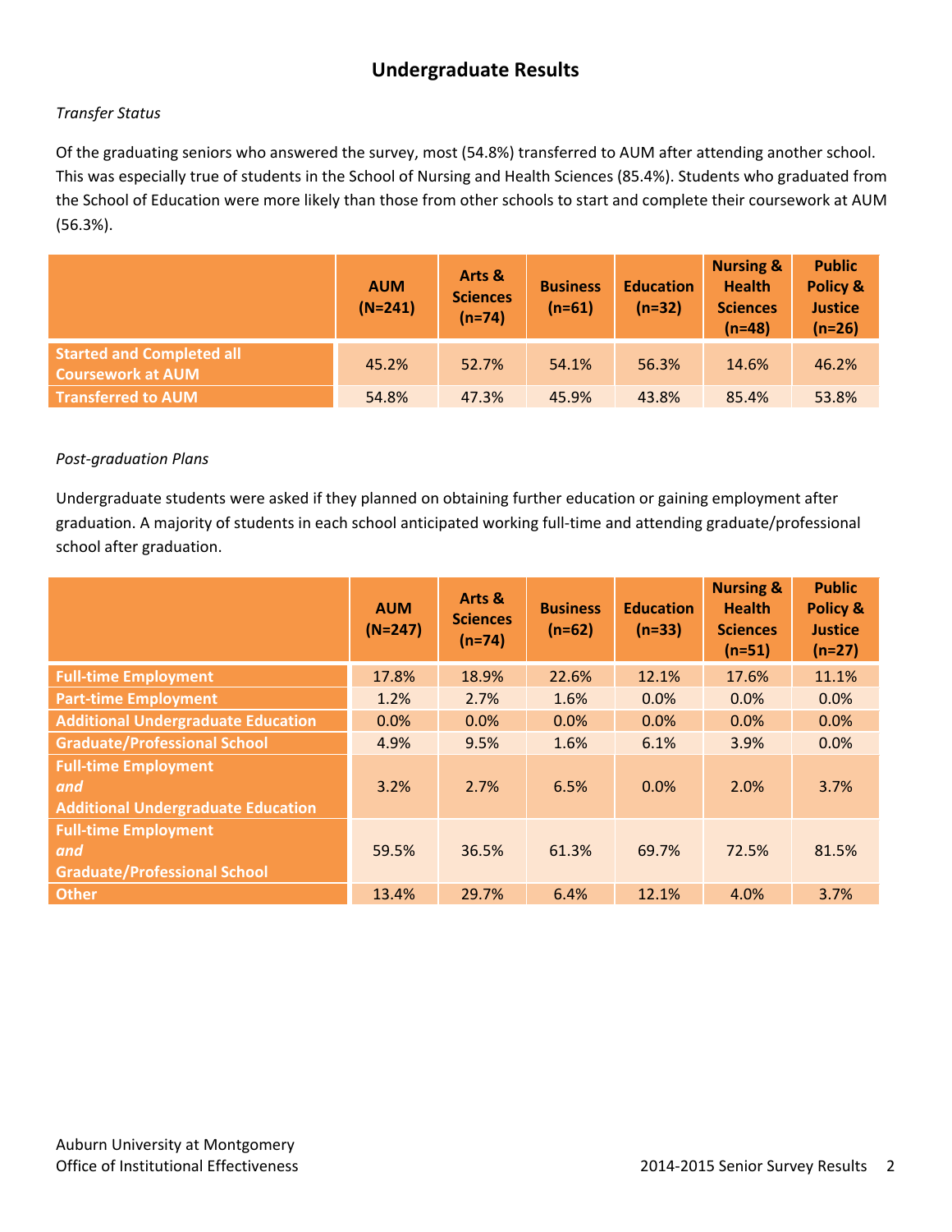# Undergraduate Results

*Transfer Status*

Of the graduating seniors who answered the survey, most (54.8%) transferred to AUM after attending another school. This was especially true of students in the School of Nursing and Health Sciences (85.4%). Students who graduated from the School of Education were more likely than those from other schools to start and complete their coursework at AUM (56.3%).

| | AUM (N=241) | Arts & Sciences (n=74) | Business (n=61) | Education (n=32) | Nursing & Health Sciences (n=48) | Public Policy & Justice (n=26) |
|---|---|---|---|---|---|---|
| **Started and Completed all Coursework at AUM** | 45.2% | 52.7% | 54.1% | 56.3% | 14.6% | 46.2% |
| **Transferred to AUM** | 54.8% | 47.3% | 45.9% | 43.8% | 85.4% | 53.8% |

*Post-graduation Plans*

Undergraduate students were asked if they planned on obtaining further education or gaining employment after graduation. A majority of students in each school anticipated working full-time and attending graduate/professional school after graduation.

| | AUM (N=247) | Arts & Sciences (n=74) | Business (n=62) | Education (n=33) | Nursing & Health Sciences (n=51) | Public Policy & Justice (n=27) |
|---|---|---|---|---|---|---|
| **Full-time Employment** | 17.8% | 18.9% | 22.6% | 12.1% | 17.6% | 11.1% |
| **Part-time Employment** | 1.2% | 2.7% | 1.6% | 0.0% | 0.0% | 0.0% |
| **Additional Undergraduate Education** | 0.0% | 0.0% | 0.0% | 0.0% | 0.0% | 0.0% |
| **Graduate/Professional School** | 4.9% | 9.5% | 1.6% | 6.1% | 3.9% | 0.0% |
| **Full-time Employment *and* Additional Undergraduate Education** | 3.2% | 2.7% | 6.5% | 0.0% | 2.0% | 3.7% |
| **Full-time Employment *and* Graduate/Professional School** | 59.5% | 36.5% | 61.3% | 69.7% | 72.5% | 81.5% |
| **Other** | 13.4% | 29.7% | 6.4% | 12.1% | 4.0% | 3.7% |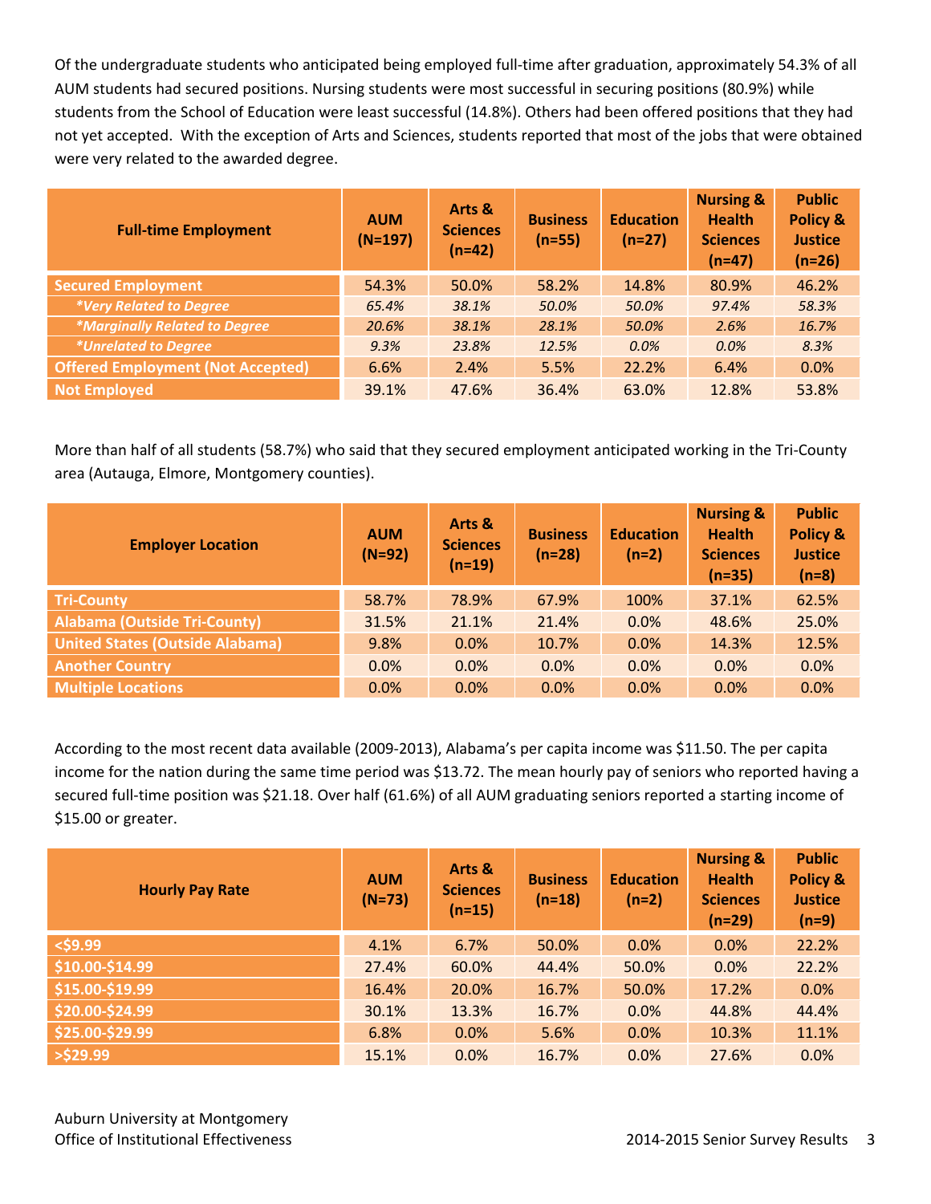Of the undergraduate students who anticipated being employed full-time after graduation, approximately 54.3% of all AUM students had secured positions. Nursing students were most successful in securing positions (80.9%) while students from the School of Education were least successful (14.8%). Others had been offered positions that they had not yet accepted. With the exception of Arts and Sciences, students reported that most of the jobs that were obtained were very related to the awarded degree.

| Full-time Employment | AUM (N=197) | Arts & Sciences (n=42) | Business (n=55) | Education (n=27) | Nursing & Health Sciences (n=47) | Public Policy & Justice (n=26) |
|---|---|---|---|---|---|---|
| **Secured Employment** | 54.3% | 50.0% | 58.2% | 14.8% | 80.9% | 46.2% |
| *\*Very Related to Degree* | *65.4%* | *38.1%* | *50.0%* | *50.0%* | *97.4%* | *58.3%* |
| *\*Marginally Related to Degree* | *20.6%* | *38.1%* | *28.1%* | *50.0%* | *2.6%* | *16.7%* |
| *\*Unrelated to Degree* | *9.3%* | *23.8%* | *12.5%* | *0.0%* | *0.0%* | *8.3%* |
| **Offered Employment (Not Accepted)** | 6.6% | 2.4% | 5.5% | 22.2% | 6.4% | 0.0% |
| **Not Employed** | 39.1% | 47.6% | 36.4% | 63.0% | 12.8% | 53.8% |

More than half of all students (58.7%) who said that they secured employment anticipated working in the Tri-County area (Autauga, Elmore, Montgomery counties).

| Employer Location | AUM (N=92) | Arts & Sciences (n=19) | Business (n=28) | Education (n=2) | Nursing & Health Sciences (n=35) | Public Policy & Justice (n=8) |
|---|---|---|---|---|---|---|
| **Tri-County** | 58.7% | 78.9% | 67.9% | 100% | 37.1% | 62.5% |
| **Alabama (Outside Tri-County)** | 31.5% | 21.1% | 21.4% | 0.0% | 48.6% | 25.0% |
| **United States (Outside Alabama)** | 9.8% | 0.0% | 10.7% | 0.0% | 14.3% | 12.5% |
| **Another Country** | 0.0% | 0.0% | 0.0% | 0.0% | 0.0% | 0.0% |
| **Multiple Locations** | 0.0% | 0.0% | 0.0% | 0.0% | 0.0% | 0.0% |

According to the most recent data available (2009-2013), Alabama's per capita income was $11.50. The per capita income for the nation during the same time period was $13.72. The mean hourly pay of seniors who reported having a secured full-time position was $21.18. Over half (61.6%) of all AUM graduating seniors reported a starting income of $15.00 or greater.

| Hourly Pay Rate | AUM (N=73) | Arts & Sciences (n=15) | Business (n=18) | Education (n=2) | Nursing & Health Sciences (n=29) | Public Policy & Justice (n=9) |
|---|---|---|---|---|---|---|
| **<$9.99** | 4.1% | 6.7% | 50.0% | 0.0% | 0.0% | 22.2% |
| **$10.00-$14.99** | 27.4% | 60.0% | 44.4% | 50.0% | 0.0% | 22.2% |
| **$15.00-$19.99** | 16.4% | 20.0% | 16.7% | 50.0% | 17.2% | 0.0% |
| **$20.00-$24.99** | 30.1% | 13.3% | 16.7% | 0.0% | 44.8% | 44.4% |
| **$25.00-$29.99** | 6.8% | 0.0% | 5.6% | 0.0% | 10.3% | 11.1% |
| **>$29.99** | 15.1% | 0.0% | 16.7% | 0.0% | 27.6% | 0.0% |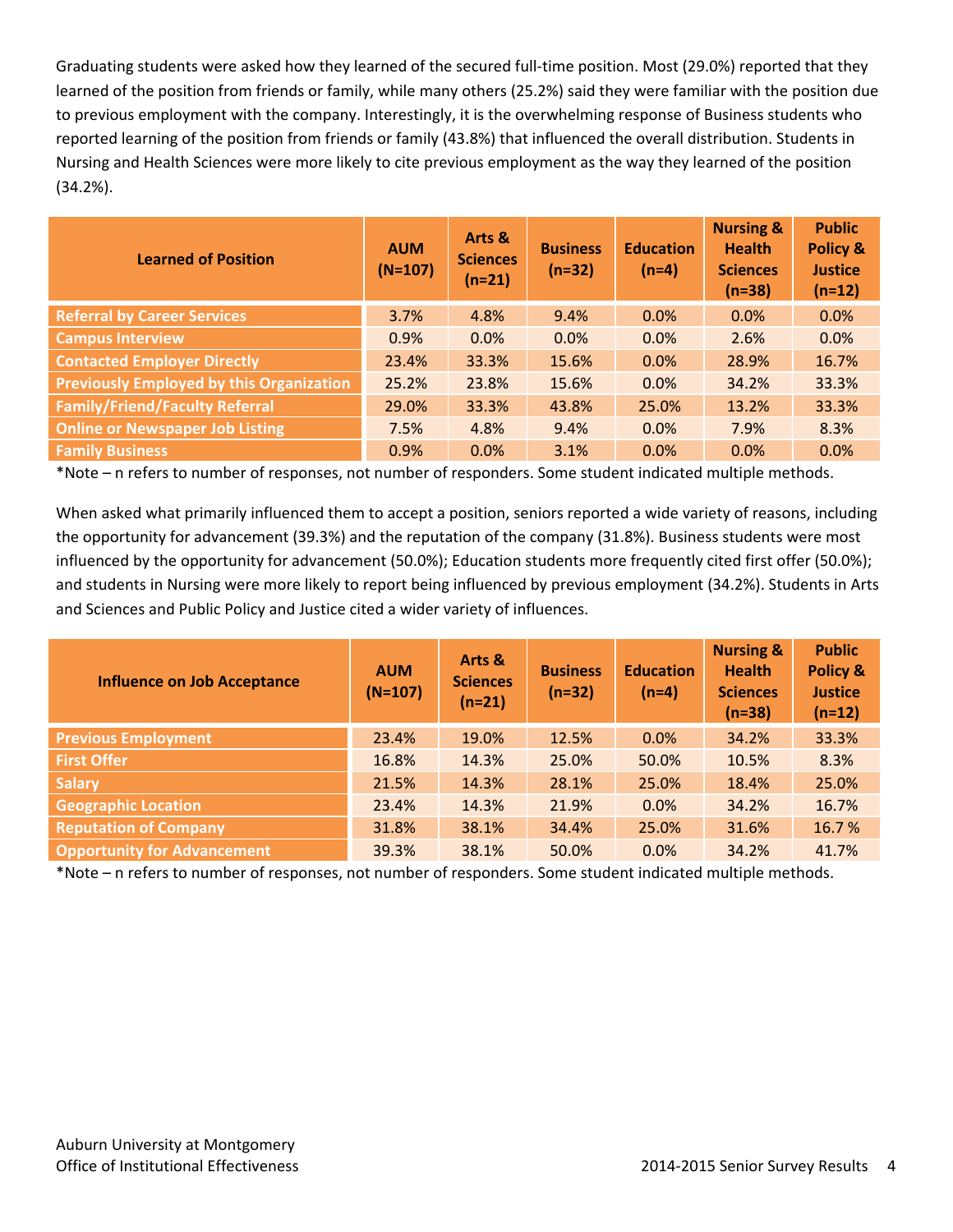Graduating students were asked how they learned of the secured full-time position. Most (29.0%) reported that they learned of the position from friends or family, while many others (25.2%) said they were familiar with the position due to previous employment with the company. Interestingly, it is the overwhelming response of Business students who reported learning of the position from friends or family (43.8%) that influenced the overall distribution. Students in Nursing and Health Sciences were more likely to cite previous employment as the way they learned of the position (34.2%).

| Learned of Position | AUM (N=107) | Arts & Sciences (n=21) | Business (n=32) | Education (n=4) | Nursing & Health Sciences (n=38) | Public Policy & Justice (n=12) |
|---|---|---|---|---|---|---|
| Referral by Career Services | 3.7% | 4.8% | 9.4% | 0.0% | 0.0% | 0.0% |
| Campus Interview | 0.9% | 0.0% | 0.0% | 0.0% | 2.6% | 0.0% |
| Contacted Employer Directly | 23.4% | 33.3% | 15.6% | 0.0% | 28.9% | 16.7% |
| Previously Employed by this Organization | 25.2% | 23.8% | 15.6% | 0.0% | 34.2% | 33.3% |
| Family/Friend/Faculty Referral | 29.0% | 33.3% | 43.8% | 25.0% | 13.2% | 33.3% |
| Online or Newspaper Job Listing | 7.5% | 4.8% | 9.4% | 0.0% | 7.9% | 8.3% |
| Family Business | 0.9% | 0.0% | 3.1% | 0.0% | 0.0% | 0.0% |

*Note – n refers to number of responses, not number of responders. Some student indicated multiple methods.

When asked what primarily influenced them to accept a position, seniors reported a wide variety of reasons, including the opportunity for advancement (39.3%) and the reputation of the company (31.8%). Business students were most influenced by the opportunity for advancement (50.0%); Education students more frequently cited first offer (50.0%); and students in Nursing were more likely to report being influenced by previous employment (34.2%). Students in Arts and Sciences and Public Policy and Justice cited a wider variety of influences.

| Influence on Job Acceptance | AUM (N=107) | Arts & Sciences (n=21) | Business (n=32) | Education (n=4) | Nursing & Health Sciences (n=38) | Public Policy & Justice (n=12) |
|---|---|---|---|---|---|---|
| Previous Employment | 23.4% | 19.0% | 12.5% | 0.0% | 34.2% | 33.3% |
| First Offer | 16.8% | 14.3% | 25.0% | 50.0% | 10.5% | 8.3% |
| Salary | 21.5% | 14.3% | 28.1% | 25.0% | 18.4% | 25.0% |
| Geographic Location | 23.4% | 14.3% | 21.9% | 0.0% | 34.2% | 16.7% |
| Reputation of Company | 31.8% | 38.1% | 34.4% | 25.0% | 31.6% | 16.7 % |
| Opportunity for Advancement | 39.3% | 38.1% | 50.0% | 0.0% | 34.2% | 41.7% |

*Note – n refers to number of responses, not number of responders. Some student indicated multiple methods.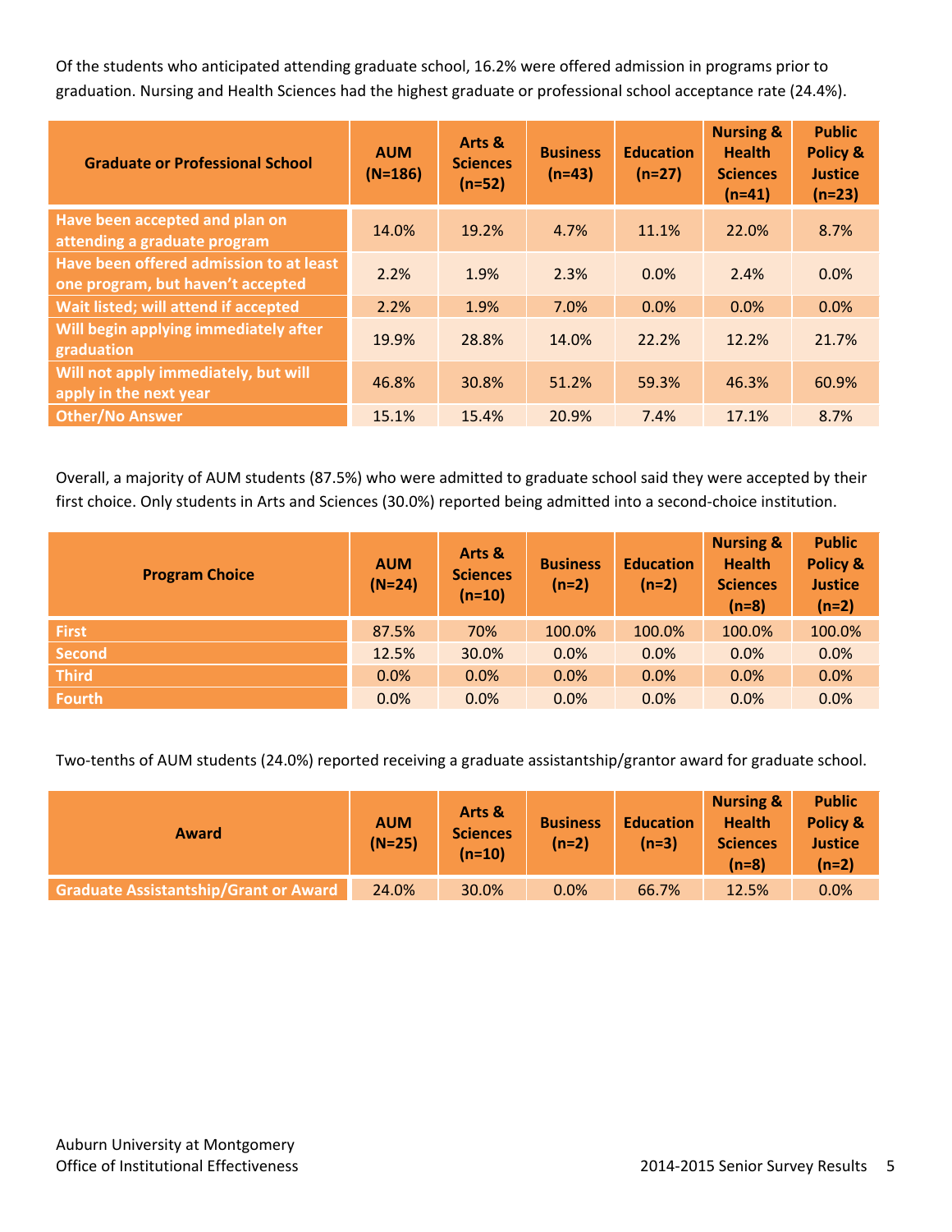Of the students who anticipated attending graduate school, 16.2% were offered admission in programs prior to graduation. Nursing and Health Sciences had the highest graduate or professional school acceptance rate (24.4%).

| Graduate or Professional School | AUM (N=186) | Arts & Sciences (n=52) | Business (n=43) | Education (n=27) | Nursing & Health Sciences (n=41) | Public Policy & Justice (n=23) |
|---|---|---|---|---|---|---|
| Have been accepted and plan on attending a graduate program | 14.0% | 19.2% | 4.7% | 11.1% | 22.0% | 8.7% |
| Have been offered admission to at least one program, but haven't accepted | 2.2% | 1.9% | 2.3% | 0.0% | 2.4% | 0.0% |
| Wait listed; will attend if accepted | 2.2% | 1.9% | 7.0% | 0.0% | 0.0% | 0.0% |
| Will begin applying immediately after graduation | 19.9% | 28.8% | 14.0% | 22.2% | 12.2% | 21.7% |
| Will not apply immediately, but will apply in the next year | 46.8% | 30.8% | 51.2% | 59.3% | 46.3% | 60.9% |
| Other/No Answer | 15.1% | 15.4% | 20.9% | 7.4% | 17.1% | 8.7% |

Overall, a majority of AUM students (87.5%) who were admitted to graduate school said they were accepted by their first choice. Only students in Arts and Sciences (30.0%) reported being admitted into a second-choice institution.

| Program Choice | AUM (N=24) | Arts & Sciences (n=10) | Business (n=2) | Education (n=2) | Nursing & Health Sciences (n=8) | Public Policy & Justice (n=2) |
|---|---|---|---|---|---|---|
| First | 87.5% | 70% | 100.0% | 100.0% | 100.0% | 100.0% |
| Second | 12.5% | 30.0% | 0.0% | 0.0% | 0.0% | 0.0% |
| Third | 0.0% | 0.0% | 0.0% | 0.0% | 0.0% | 0.0% |
| Fourth | 0.0% | 0.0% | 0.0% | 0.0% | 0.0% | 0.0% |

Two-tenths of AUM students (24.0%) reported receiving a graduate assistantship/grantor award for graduate school.

| Award | AUM (N=25) | Arts & Sciences (n=10) | Business (n=2) | Education (n=3) | Nursing & Health Sciences (n=8) | Public Policy & Justice (n=2) |
|---|---|---|---|---|---|---|
| Graduate Assistantship/Grant or Award | 24.0% | 30.0% | 0.0% | 66.7% | 12.5% | 0.0% |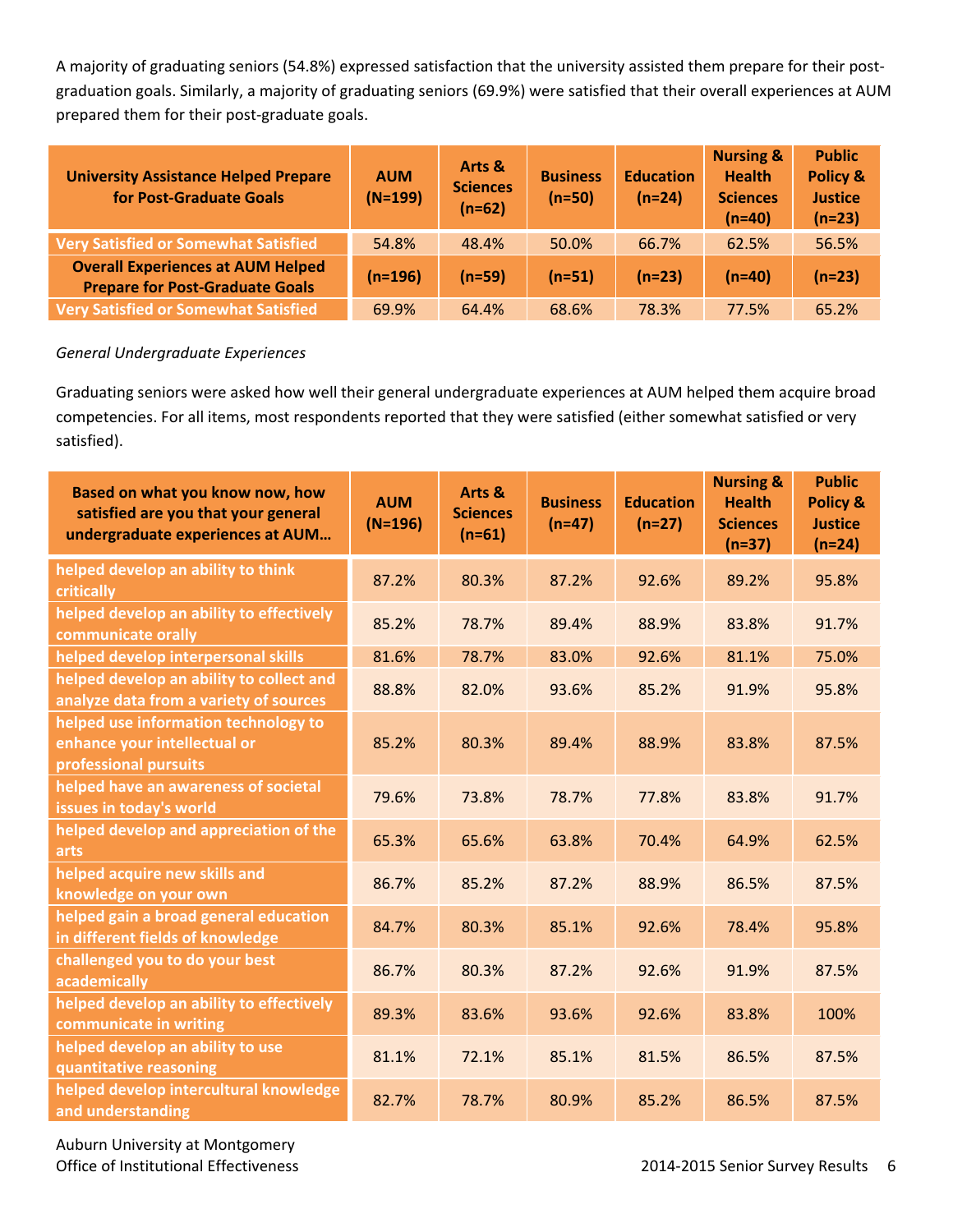A majority of graduating seniors (54.8%) expressed satisfaction that the university assisted them prepare for their post-graduation goals. Similarly, a majority of graduating seniors (69.9%) were satisfied that their overall experiences at AUM prepared them for their post-graduate goals.

| University Assistance Helped Prepare for Post-Graduate Goals | AUM (N=199) | Arts & Sciences (n=62) | Business (n=50) | Education (n=24) | Nursing & Health Sciences (n=40) | Public Policy & Justice (n=23) |
|---|---|---|---|---|---|---|
| Very Satisfied or Somewhat Satisfied | 54.8% | 48.4% | 50.0% | 66.7% | 62.5% | 56.5% |
| **Overall Experiences at AUM Helped Prepare for Post-Graduate Goals** | **(n=196)** | **(n=59)** | **(n=51)** | **(n=23)** | **(n=40)** | **(n=23)** |
| Very Satisfied or Somewhat Satisfied | 69.9% | 64.4% | 68.6% | 78.3% | 77.5% | 65.2% |

*General Undergraduate Experiences*

Graduating seniors were asked how well their general undergraduate experiences at AUM helped them acquire broad competencies. For all items, most respondents reported that they were satisfied (either somewhat satisfied or very satisfied).

| Based on what you know now, how satisfied are you that your general undergraduate experiences at AUM… | AUM (N=196) | Arts & Sciences (n=61) | Business (n=47) | Education (n=27) | Nursing & Health Sciences (n=37) | Public Policy & Justice (n=24) |
|---|---|---|---|---|---|---|
| helped develop an ability to think critically | 87.2% | 80.3% | 87.2% | 92.6% | 89.2% | 95.8% |
| helped develop an ability to effectively communicate orally | 85.2% | 78.7% | 89.4% | 88.9% | 83.8% | 91.7% |
| helped develop interpersonal skills | 81.6% | 78.7% | 83.0% | 92.6% | 81.1% | 75.0% |
| helped develop an ability to collect and analyze data from a variety of sources | 88.8% | 82.0% | 93.6% | 85.2% | 91.9% | 95.8% |
| helped use information technology to enhance your intellectual or professional pursuits | 85.2% | 80.3% | 89.4% | 88.9% | 83.8% | 87.5% |
| helped have an awareness of societal issues in today's world | 79.6% | 73.8% | 78.7% | 77.8% | 83.8% | 91.7% |
| helped develop and appreciation of the arts | 65.3% | 65.6% | 63.8% | 70.4% | 64.9% | 62.5% |
| helped acquire new skills and knowledge on your own | 86.7% | 85.2% | 87.2% | 88.9% | 86.5% | 87.5% |
| helped gain a broad general education in different fields of knowledge | 84.7% | 80.3% | 85.1% | 92.6% | 78.4% | 95.8% |
| challenged you to do your best academically | 86.7% | 80.3% | 87.2% | 92.6% | 91.9% | 87.5% |
| helped develop an ability to effectively communicate in writing | 89.3% | 83.6% | 93.6% | 92.6% | 83.8% | 100% |
| helped develop an ability to use quantitative reasoning | 81.1% | 72.1% | 85.1% | 81.5% | 86.5% | 87.5% |
| helped develop intercultural knowledge and understanding | 82.7% | 78.7% | 80.9% | 85.2% | 86.5% | 87.5% |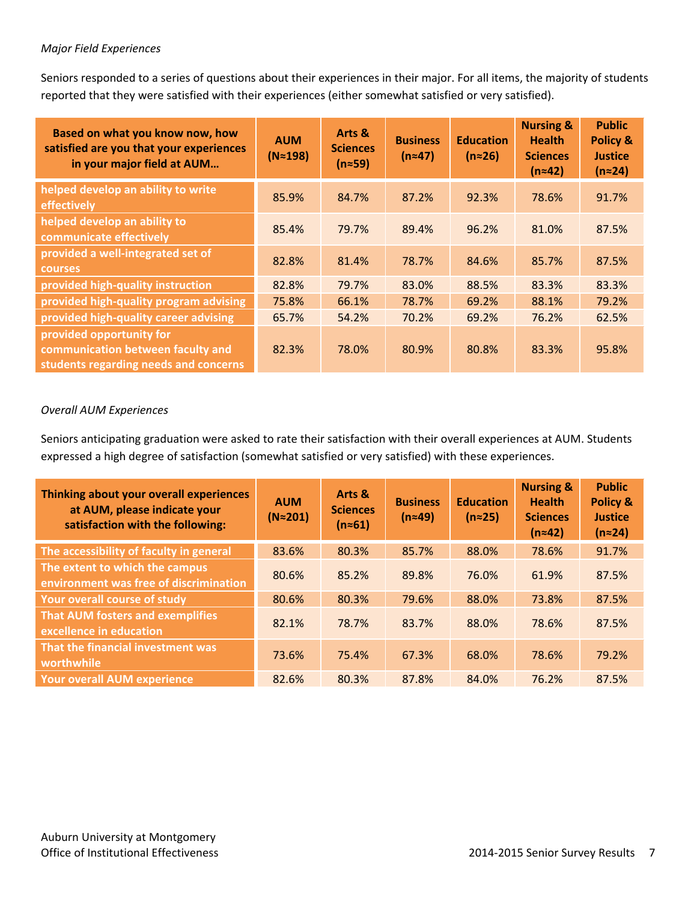*Major Field Experiences*

Seniors responded to a series of questions about their experiences in their major. For all items, the majority of students reported that they were satisfied with their experiences (either somewhat satisfied or very satisfied).

| Based on what you know now, how satisfied are you that your experiences in your major field at AUM… | AUM (N≈198) | Arts & Sciences (n≈59) | Business (n≈47) | Education (n≈26) | Nursing & Health Sciences (n≈42) | Public Policy & Justice (n≈24) |
|---|---|---|---|---|---|---|
| helped develop an ability to write effectively | 85.9% | 84.7% | 87.2% | 92.3% | 78.6% | 91.7% |
| helped develop an ability to communicate effectively | 85.4% | 79.7% | 89.4% | 96.2% | 81.0% | 87.5% |
| provided a well-integrated set of courses | 82.8% | 81.4% | 78.7% | 84.6% | 85.7% | 87.5% |
| provided high-quality instruction | 82.8% | 79.7% | 83.0% | 88.5% | 83.3% | 83.3% |
| provided high-quality program advising | 75.8% | 66.1% | 78.7% | 69.2% | 88.1% | 79.2% |
| provided high-quality career advising | 65.7% | 54.2% | 70.2% | 69.2% | 76.2% | 62.5% |
| provided opportunity for communication between faculty and students regarding needs and concerns | 82.3% | 78.0% | 80.9% | 80.8% | 83.3% | 95.8% |

*Overall AUM Experiences*

Seniors anticipating graduation were asked to rate their satisfaction with their overall experiences at AUM. Students expressed a high degree of satisfaction (somewhat satisfied or very satisfied) with these experiences.

| Thinking about your overall experiences at AUM, please indicate your satisfaction with the following: | AUM (N≈201) | Arts & Sciences (n≈61) | Business (n≈49) | Education (n≈25) | Nursing & Health Sciences (n≈42) | Public Policy & Justice (n≈24) |
|---|---|---|---|---|---|---|
| The accessibility of faculty in general | 83.6% | 80.3% | 85.7% | 88.0% | 78.6% | 91.7% |
| The extent to which the campus environment was free of discrimination | 80.6% | 85.2% | 89.8% | 76.0% | 61.9% | 87.5% |
| Your overall course of study | 80.6% | 80.3% | 79.6% | 88.0% | 73.8% | 87.5% |
| That AUM fosters and exemplifies excellence in education | 82.1% | 78.7% | 83.7% | 88.0% | 78.6% | 87.5% |
| That the financial investment was worthwhile | 73.6% | 75.4% | 67.3% | 68.0% | 78.6% | 79.2% |
| Your overall AUM experience | 82.6% | 80.3% | 87.8% | 84.0% | 76.2% | 87.5% |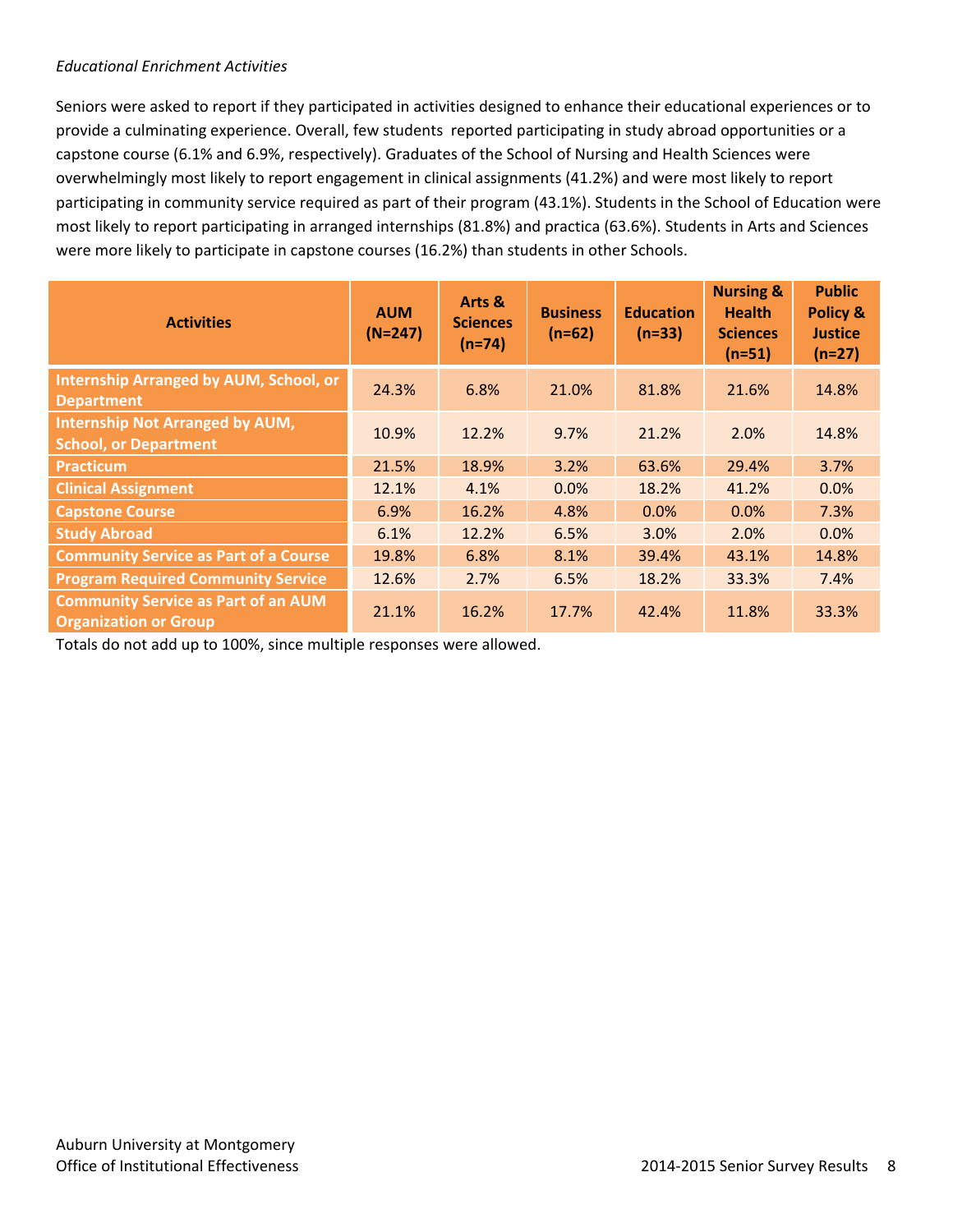*Educational Enrichment Activities*

Seniors were asked to report if they participated in activities designed to enhance their educational experiences or to provide a culminating experience. Overall, few students reported participating in study abroad opportunities or a capstone course (6.1% and 6.9%, respectively). Graduates of the School of Nursing and Health Sciences were overwhelmingly most likely to report engagement in clinical assignments (41.2%) and were most likely to report participating in community service required as part of their program (43.1%). Students in the School of Education were most likely to report participating in arranged internships (81.8%) and practica (63.6%). Students in Arts and Sciences were more likely to participate in capstone courses (16.2%) than students in other Schools.

| Activities | AUM (N=247) | Arts & Sciences (n=74) | Business (n=62) | Education (n=33) | Nursing & Health Sciences (n=51) | Public Policy & Justice (n=27) |
|---|---|---|---|---|---|---|
| Internship Arranged by AUM, School, or Department | 24.3% | 6.8% | 21.0% | 81.8% | 21.6% | 14.8% |
| Internship Not Arranged by AUM, School, or Department | 10.9% | 12.2% | 9.7% | 21.2% | 2.0% | 14.8% |
| Practicum | 21.5% | 18.9% | 3.2% | 63.6% | 29.4% | 3.7% |
| Clinical Assignment | 12.1% | 4.1% | 0.0% | 18.2% | 41.2% | 0.0% |
| Capstone Course | 6.9% | 16.2% | 4.8% | 0.0% | 0.0% | 7.3% |
| Study Abroad | 6.1% | 12.2% | 6.5% | 3.0% | 2.0% | 0.0% |
| Community Service as Part of a Course | 19.8% | 6.8% | 8.1% | 39.4% | 43.1% | 14.8% |
| Program Required Community Service | 12.6% | 2.7% | 6.5% | 18.2% | 33.3% | 7.4% |
| Community Service as Part of an AUM Organization or Group | 21.1% | 16.2% | 17.7% | 42.4% | 11.8% | 33.3% |

Totals do not add up to 100%, since multiple responses were allowed.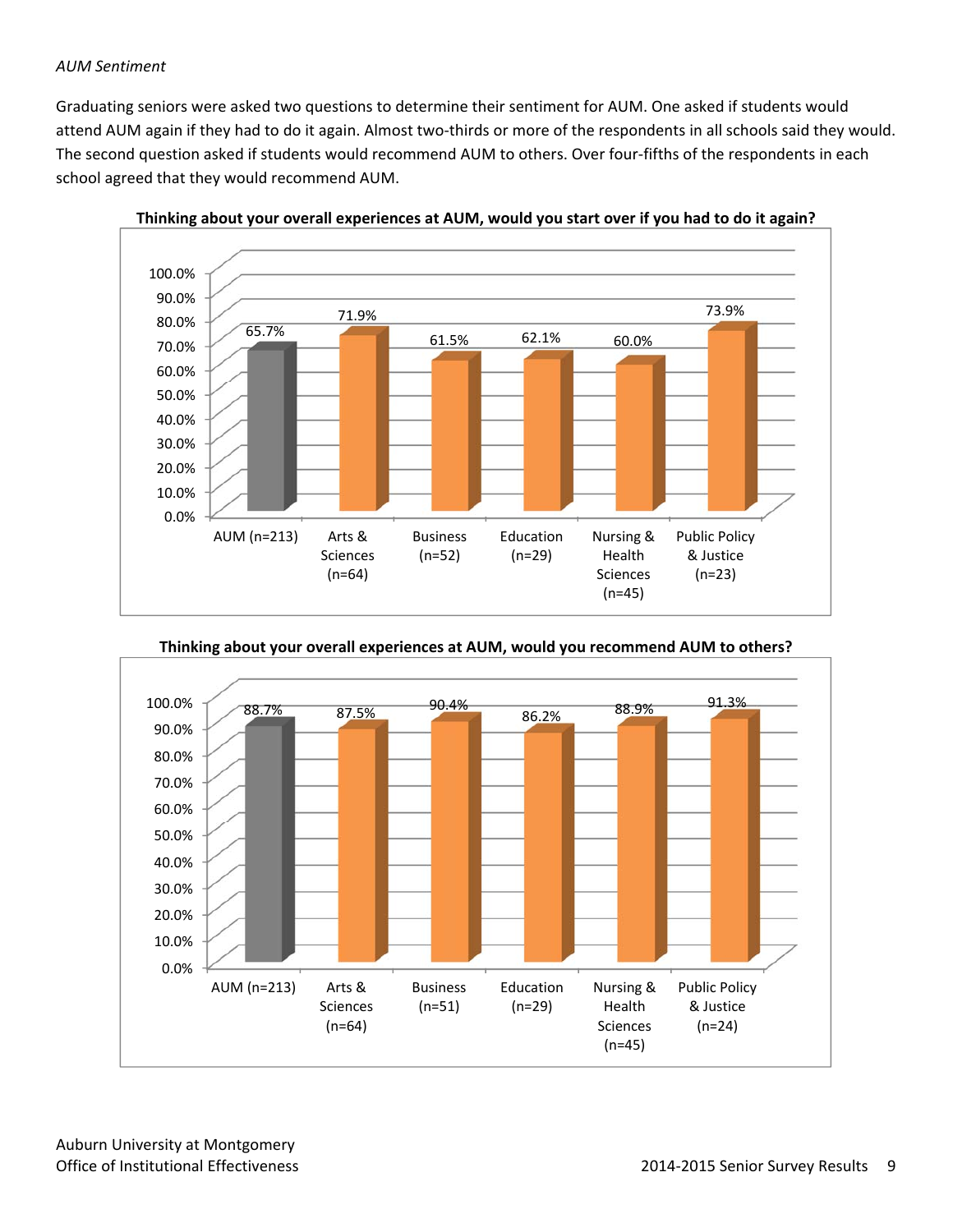*AUM Sentiment*

Graduating seniors were asked two questions to determine their sentiment for AUM. One asked if students would attend AUM again if they had to do it again. Almost two-thirds or more of the respondents in all schools said they would. The second question asked if students would recommend AUM to others. Over four-fifths of the respondents in each school agreed that they would recommend AUM.

**Thinking about your overall experiences at AUM, would you start over if you had to do it again?**

| Group | Percent |
|---|---|
| AUM (n=213) | 65.7% |
| Arts & Sciences (n=64) | 71.9% |
| Business (n=52) | 61.5% |
| Education (n=29) | 62.1% |
| Nursing & Health Sciences (n=45) | 60.0% |
| Public Policy & Justice (n=23) | 73.9% |

**Thinking about your overall experiences at AUM, would you recommend AUM to others?**

| Group | Percent |
|---|---|
| AUM (n=213) | 88.7% |
| Arts & Sciences (n=64) | 87.5% |
| Business (n=51) | 90.4% |
| Education (n=29) | 86.2% |
| Nursing & Health Sciences (n=45) | 88.9% |
| Public Policy & Justice (n=24) | 91.3% |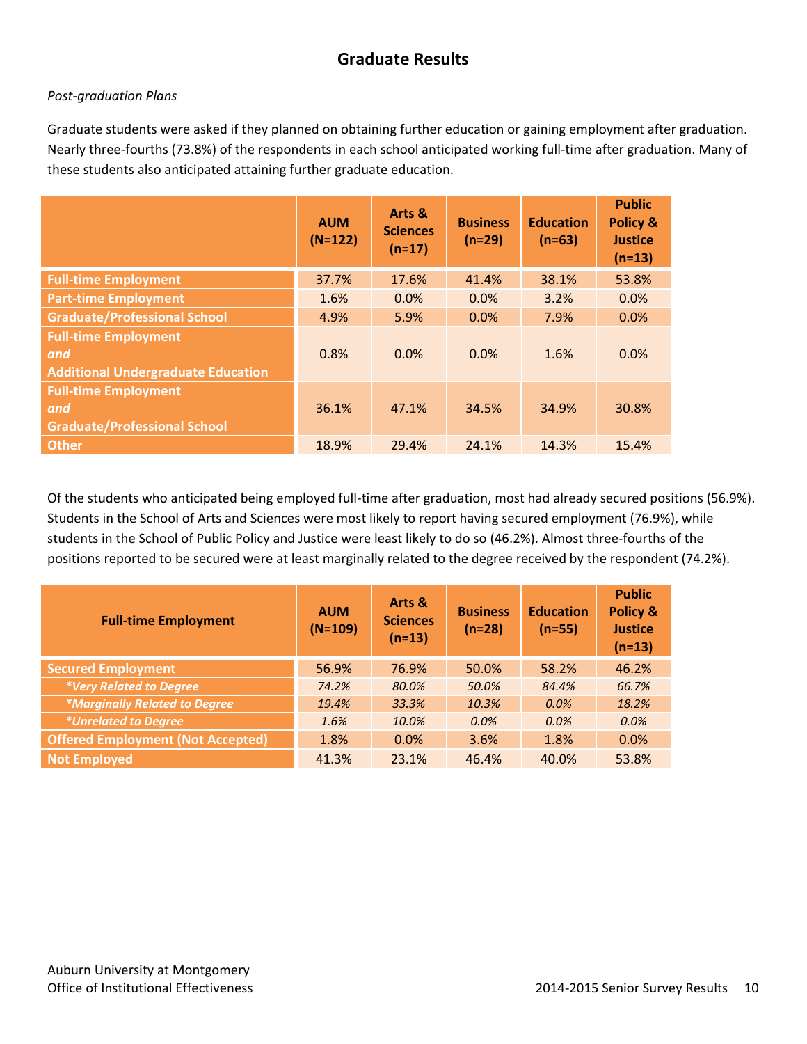## Graduate Results

*Post-graduation Plans*

Graduate students were asked if they planned on obtaining further education or gaining employment after graduation. Nearly three-fourths (73.8%) of the respondents in each school anticipated working full-time after graduation. Many of these students also anticipated attaining further graduate education.

| | AUM (N=122) | Arts & Sciences (n=17) | Business (n=29) | Education (n=63) | Public Policy & Justice (n=13) |
|---|---|---|---|---|---|
| **Full-time Employment** | 37.7% | 17.6% | 41.4% | 38.1% | 53.8% |
| **Part-time Employment** | 1.6% | 0.0% | 0.0% | 3.2% | 0.0% |
| **Graduate/Professional School** | 4.9% | 5.9% | 0.0% | 7.9% | 0.0% |
| **Full-time Employment *and* Additional Undergraduate Education** | 0.8% | 0.0% | 0.0% | 1.6% | 0.0% |
| **Full-time Employment *and* Graduate/Professional School** | 36.1% | 47.1% | 34.5% | 34.9% | 30.8% |
| **Other** | 18.9% | 29.4% | 24.1% | 14.3% | 15.4% |

Of the students who anticipated being employed full-time after graduation, most had already secured positions (56.9%). Students in the School of Arts and Sciences were most likely to report having secured employment (76.9%), while students in the School of Public Policy and Justice were least likely to do so (46.2%). Almost three-fourths of the positions reported to be secured were at least marginally related to the degree received by the respondent (74.2%).

| Full-time Employment | AUM (N=109) | Arts & Sciences (n=13) | Business (n=28) | Education (n=55) | Public Policy & Justice (n=13) |
|---|---|---|---|---|---|
| **Secured Employment** | 56.9% | 76.9% | 50.0% | 58.2% | 46.2% |
| ***Very Related to Degree*** | *74.2%* | *80.0%* | *50.0%* | *84.4%* | *66.7%* |
| ***Marginally Related to Degree*** | *19.4%* | *33.3%* | *10.3%* | *0.0%* | *18.2%* |
| ***Unrelated to Degree*** | *1.6%* | *10.0%* | *0.0%* | *0.0%* | *0.0%* |
| **Offered Employment (Not Accepted)** | 1.8% | 0.0% | 3.6% | 1.8% | 0.0% |
| **Not Employed** | 41.3% | 23.1% | 46.4% | 40.0% | 53.8% |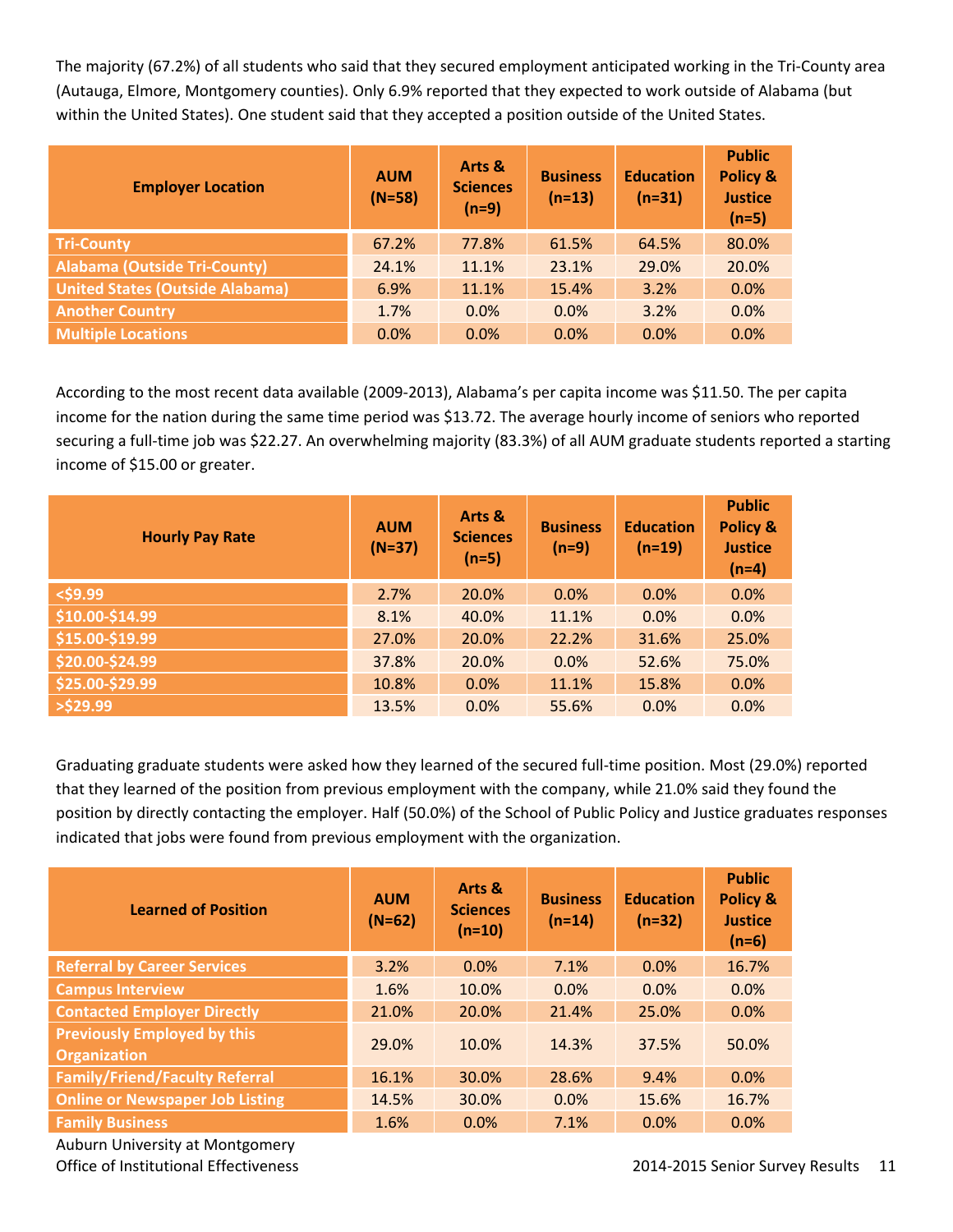The majority (67.2%) of all students who said that they secured employment anticipated working in the Tri-County area (Autauga, Elmore, Montgomery counties). Only 6.9% reported that they expected to work outside of Alabama (but within the United States). One student said that they accepted a position outside of the United States.

| Employer Location | AUM (N=58) | Arts & Sciences (n=9) | Business (n=13) | Education (n=31) | Public Policy & Justice (n=5) |
|---|---|---|---|---|---|
| Tri-County | 67.2% | 77.8% | 61.5% | 64.5% | 80.0% |
| Alabama (Outside Tri-County) | 24.1% | 11.1% | 23.1% | 29.0% | 20.0% |
| United States (Outside Alabama) | 6.9% | 11.1% | 15.4% | 3.2% | 0.0% |
| Another Country | 1.7% | 0.0% | 0.0% | 3.2% | 0.0% |
| Multiple Locations | 0.0% | 0.0% | 0.0% | 0.0% | 0.0% |

According to the most recent data available (2009-2013), Alabama's per capita income was $11.50. The per capita income for the nation during the same time period was $13.72. The average hourly income of seniors who reported securing a full-time job was $22.27. An overwhelming majority (83.3%) of all AUM graduate students reported a starting income of $15.00 or greater.

| Hourly Pay Rate | AUM (N=37) | Arts & Sciences (n=5) | Business (n=9) | Education (n=19) | Public Policy & Justice (n=4) |
|---|---|---|---|---|---|
| <$9.99 | 2.7% | 20.0% | 0.0% | 0.0% | 0.0% |
| $10.00-$14.99 | 8.1% | 40.0% | 11.1% | 0.0% | 0.0% |
| $15.00-$19.99 | 27.0% | 20.0% | 22.2% | 31.6% | 25.0% |
| $20.00-$24.99 | 37.8% | 20.0% | 0.0% | 52.6% | 75.0% |
| $25.00-$29.99 | 10.8% | 0.0% | 11.1% | 15.8% | 0.0% |
| >$29.99 | 13.5% | 0.0% | 55.6% | 0.0% | 0.0% |

Graduating graduate students were asked how they learned of the secured full-time position. Most (29.0%) reported that they learned of the position from previous employment with the company, while 21.0% said they found the position by directly contacting the employer. Half (50.0%) of the School of Public Policy and Justice graduates responses indicated that jobs were found from previous employment with the organization.

| Learned of Position | AUM (N=62) | Arts & Sciences (n=10) | Business (n=14) | Education (n=32) | Public Policy & Justice (n=6) |
|---|---|---|---|---|---|
| Referral by Career Services | 3.2% | 0.0% | 7.1% | 0.0% | 16.7% |
| Campus Interview | 1.6% | 10.0% | 0.0% | 0.0% | 0.0% |
| Contacted Employer Directly | 21.0% | 20.0% | 21.4% | 25.0% | 0.0% |
| Previously Employed by this Organization | 29.0% | 10.0% | 14.3% | 37.5% | 50.0% |
| Family/Friend/Faculty Referral | 16.1% | 30.0% | 28.6% | 9.4% | 0.0% |
| Online or Newspaper Job Listing | 14.5% | 30.0% | 0.0% | 15.6% | 16.7% |
| Family Business | 1.6% | 0.0% | 7.1% | 0.0% | 0.0% |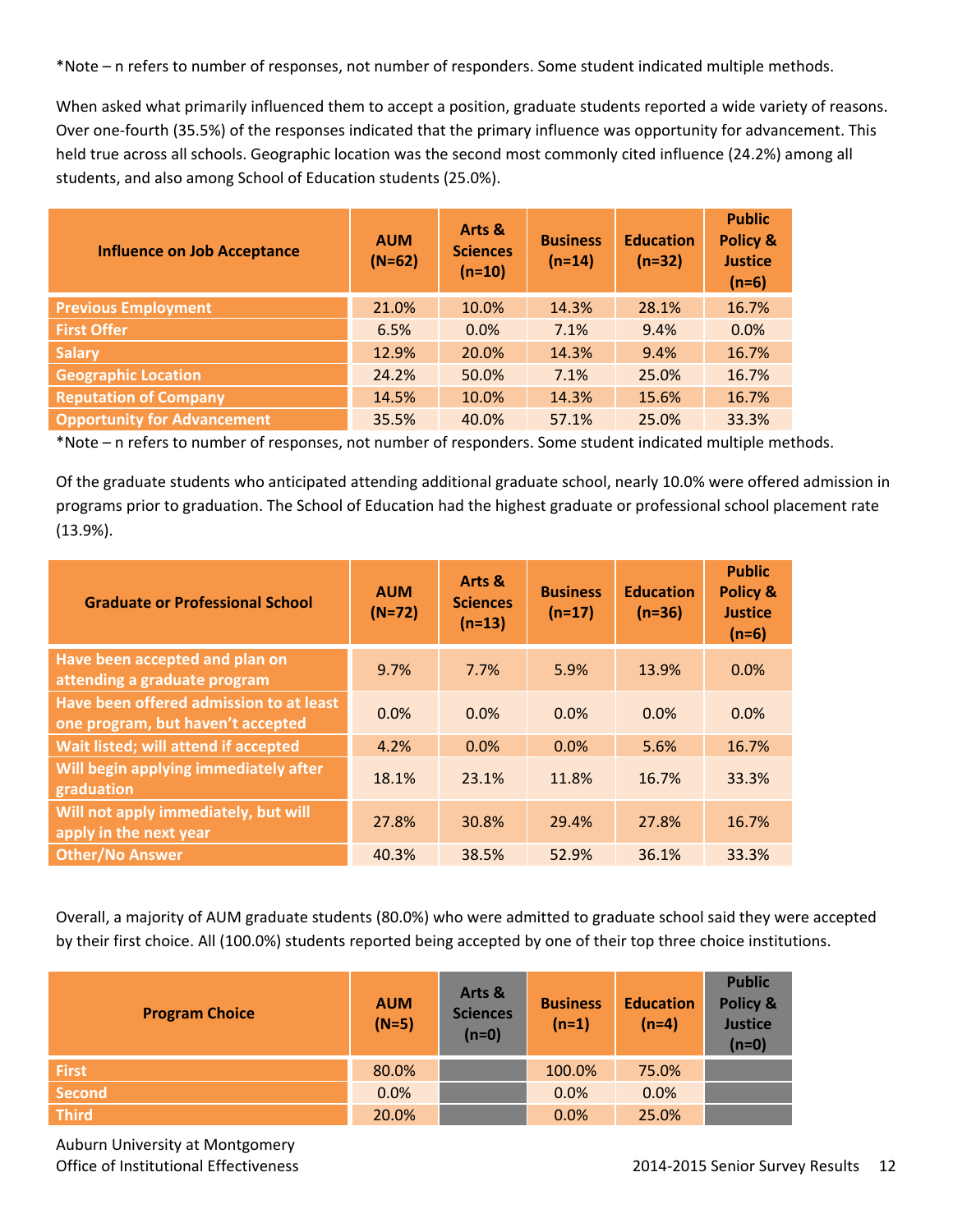*Note – n refers to number of responses, not number of responders. Some student indicated multiple methods.

When asked what primarily influenced them to accept a position, graduate students reported a wide variety of reasons. Over one-fourth (35.5%) of the responses indicated that the primary influence was opportunity for advancement. This held true across all schools. Geographic location was the second most commonly cited influence (24.2%) among all students, and also among School of Education students (25.0%).

| Influence on Job Acceptance | AUM (N=62) | Arts & Sciences (n=10) | Business (n=14) | Education (n=32) | Public Policy & Justice (n=6) |
|---|---|---|---|---|---|
| Previous Employment | 21.0% | 10.0% | 14.3% | 28.1% | 16.7% |
| First Offer | 6.5% | 0.0% | 7.1% | 9.4% | 0.0% |
| Salary | 12.9% | 20.0% | 14.3% | 9.4% | 16.7% |
| Geographic Location | 24.2% | 50.0% | 7.1% | 25.0% | 16.7% |
| Reputation of Company | 14.5% | 10.0% | 14.3% | 15.6% | 16.7% |
| Opportunity for Advancement | 35.5% | 40.0% | 57.1% | 25.0% | 33.3% |

*Note – n refers to number of responses, not number of responders. Some student indicated multiple methods.

Of the graduate students who anticipated attending additional graduate school, nearly 10.0% were offered admission in programs prior to graduation. The School of Education had the highest graduate or professional school placement rate (13.9%).

| Graduate or Professional School | AUM (N=72) | Arts & Sciences (n=13) | Business (n=17) | Education (n=36) | Public Policy & Justice (n=6) |
|---|---|---|---|---|---|
| Have been accepted and plan on attending a graduate program | 9.7% | 7.7% | 5.9% | 13.9% | 0.0% |
| Have been offered admission to at least one program, but haven't accepted | 0.0% | 0.0% | 0.0% | 0.0% | 0.0% |
| Wait listed; will attend if accepted | 4.2% | 0.0% | 0.0% | 5.6% | 16.7% |
| Will begin applying immediately after graduation | 18.1% | 23.1% | 11.8% | 16.7% | 33.3% |
| Will not apply immediately, but will apply in the next year | 27.8% | 30.8% | 29.4% | 27.8% | 16.7% |
| Other/No Answer | 40.3% | 38.5% | 52.9% | 36.1% | 33.3% |

Overall, a majority of AUM graduate students (80.0%) who were admitted to graduate school said they were accepted by their first choice. All (100.0%) students reported being accepted by one of their top three choice institutions.

| Program Choice | AUM (N=5) | Arts & Sciences (n=0) | Business (n=1) | Education (n=4) | Public Policy & Justice (n=0) |
|---|---|---|---|---|---|
| First | 80.0% | | 100.0% | 75.0% | |
| Second | 0.0% | | 0.0% | 0.0% | |
| Third | 20.0% | | 0.0% | 25.0% | |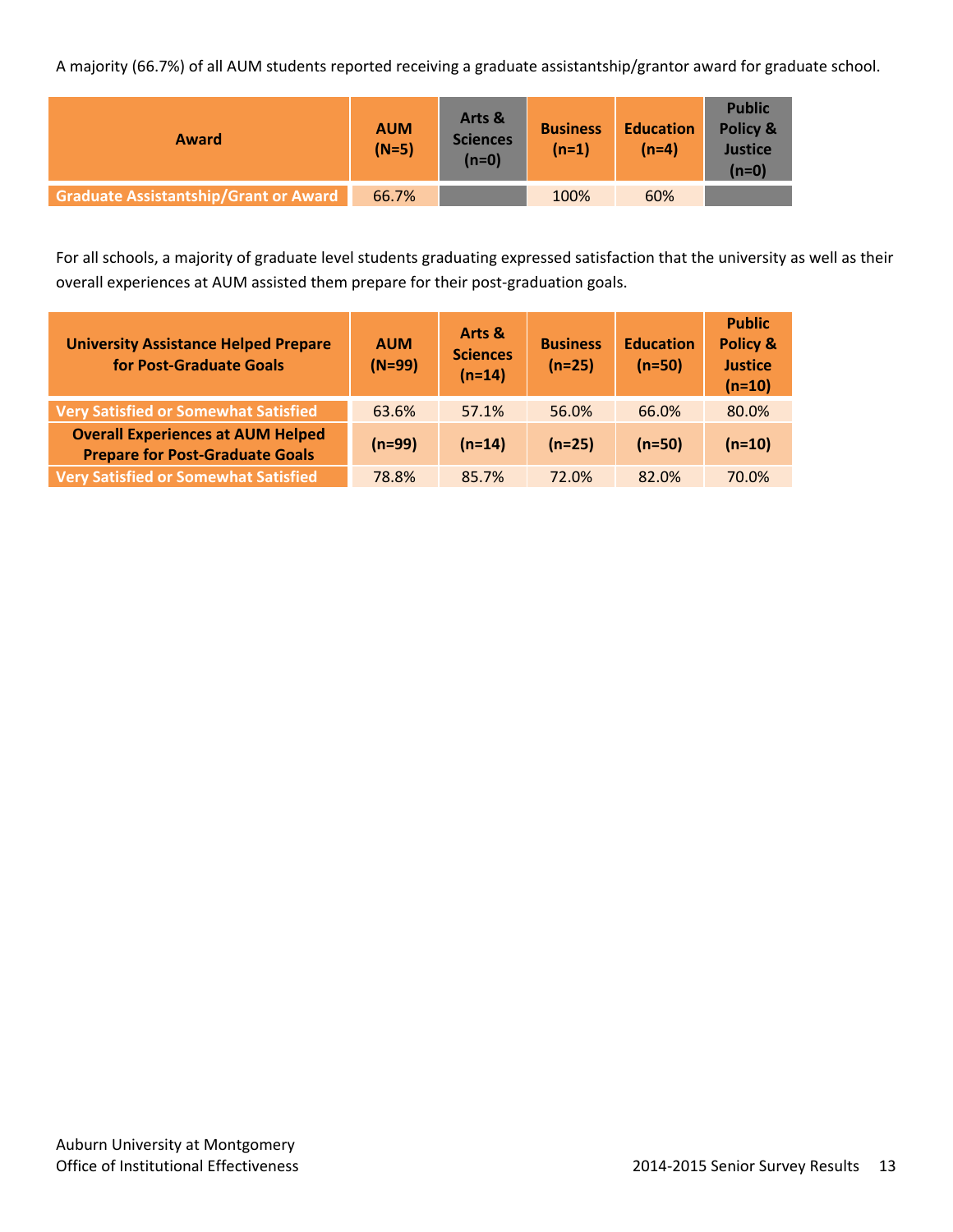A majority (66.7%) of all AUM students reported receiving a graduate assistantship/grantor award for graduate school.

| Award | AUM (N=5) | Arts & Sciences (n=0) | Business (n=1) | Education (n=4) | Public Policy & Justice (n=0) |
|---|---|---|---|---|---|
| Graduate Assistantship/Grant or Award | 66.7% | | 100% | 60% | |

For all schools, a majority of graduate level students graduating expressed satisfaction that the university as well as their overall experiences at AUM assisted them prepare for their post-graduation goals.

| University Assistance Helped Prepare for Post-Graduate Goals | AUM (N=99) | Arts & Sciences (n=14) | Business (n=25) | Education (n=50) | Public Policy & Justice (n=10) |
|---|---|---|---|---|---|
| Very Satisfied or Somewhat Satisfied | 63.6% | 57.1% | 56.0% | 66.0% | 80.0% |
| **Overall Experiences at AUM Helped Prepare for Post-Graduate Goals** | **(n=99)** | **(n=14)** | **(n=25)** | **(n=50)** | **(n=10)** |
| Very Satisfied or Somewhat Satisfied | 78.8% | 85.7% | 72.0% | 82.0% | 70.0% |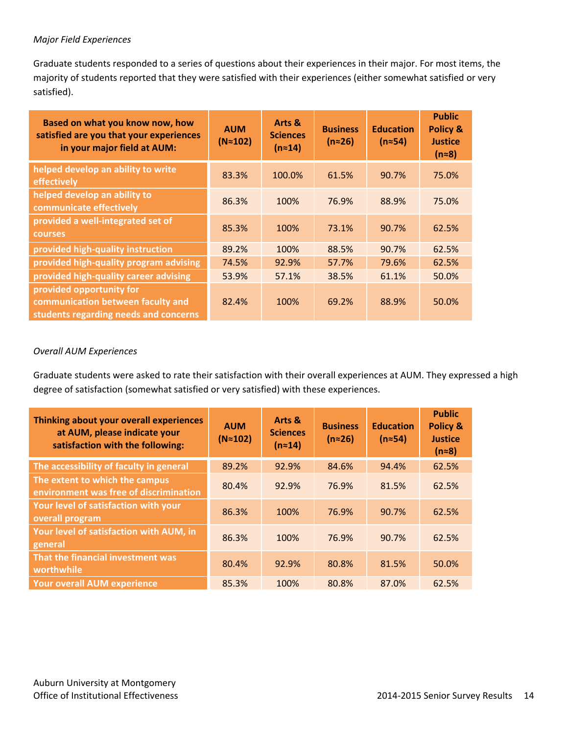*Major Field Experiences*

Graduate students responded to a series of questions about their experiences in their major. For most items, the majority of students reported that they were satisfied with their experiences (either somewhat satisfied or very satisfied).

| Based on what you know now, how satisfied are you that your experiences in your major field at AUM: | AUM (N≈102) | Arts & Sciences (n≈14) | Business (n≈26) | Education (n≈54) | Public Policy & Justice (n≈8) |
|---|---|---|---|---|---|
| helped develop an ability to write effectively | 83.3% | 100.0% | 61.5% | 90.7% | 75.0% |
| helped develop an ability to communicate effectively | 86.3% | 100% | 76.9% | 88.9% | 75.0% |
| provided a well-integrated set of courses | 85.3% | 100% | 73.1% | 90.7% | 62.5% |
| provided high-quality instruction | 89.2% | 100% | 88.5% | 90.7% | 62.5% |
| provided high-quality program advising | 74.5% | 92.9% | 57.7% | 79.6% | 62.5% |
| provided high-quality career advising | 53.9% | 57.1% | 38.5% | 61.1% | 50.0% |
| provided opportunity for communication between faculty and students regarding needs and concerns | 82.4% | 100% | 69.2% | 88.9% | 50.0% |

*Overall AUM Experiences*

Graduate students were asked to rate their satisfaction with their overall experiences at AUM. They expressed a high degree of satisfaction (somewhat satisfied or very satisfied) with these experiences.

| Thinking about your overall experiences at AUM, please indicate your satisfaction with the following: | AUM (N≈102) | Arts & Sciences (n≈14) | Business (n≈26) | Education (n≈54) | Public Policy & Justice (n≈8) |
|---|---|---|---|---|---|
| The accessibility of faculty in general | 89.2% | 92.9% | 84.6% | 94.4% | 62.5% |
| The extent to which the campus environment was free of discrimination | 80.4% | 92.9% | 76.9% | 81.5% | 62.5% |
| Your level of satisfaction with your overall program | 86.3% | 100% | 76.9% | 90.7% | 62.5% |
| Your level of satisfaction with AUM, in general | 86.3% | 100% | 76.9% | 90.7% | 62.5% |
| That the financial investment was worthwhile | 80.4% | 92.9% | 80.8% | 81.5% | 50.0% |
| Your overall AUM experience | 85.3% | 100% | 80.8% | 87.0% | 62.5% |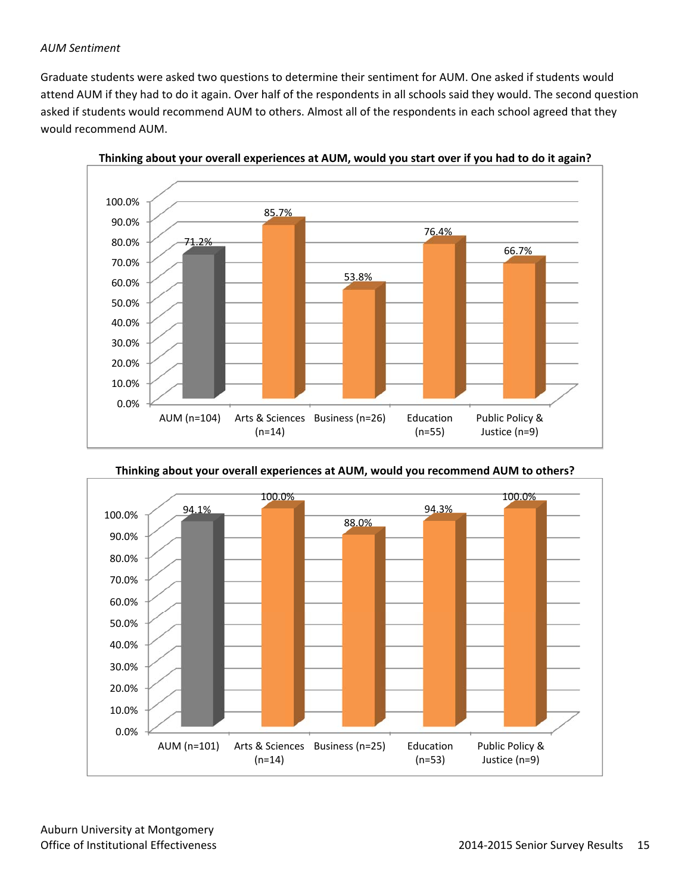*AUM Sentiment*

Graduate students were asked two questions to determine their sentiment for AUM. One asked if students would attend AUM if they had to do it again. Over half of the respondents in all schools said they would. The second question asked if students would recommend AUM to others. Almost all of the respondents in each school agreed that they would recommend AUM.

**Thinking about your overall experiences at AUM, would you start over if you had to do it again?**

100.0%
90.0%
80.0%
70.0%
60.0%
50.0%
40.0%
30.0%
20.0%
10.0%
0.0%

71.2%
85.7%
53.8%
76.4%
66.7%

AUM (n=104)
Arts & Sciences (n=14)
Business (n=26)
Education (n=55)
Public Policy & Justice (n=9)

**Thinking about your overall experiences at AUM, would you recommend AUM to others?**

100.0%
90.0%
80.0%
70.0%
60.0%
50.0%
40.0%
30.0%
20.0%
10.0%
0.0%

94.1%
100.0%
88.0%
94.3%
100.0%

AUM (n=101)
Arts & Sciences (n=14)
Business (n=25)
Education (n=53)
Public Policy & Justice (n=9)